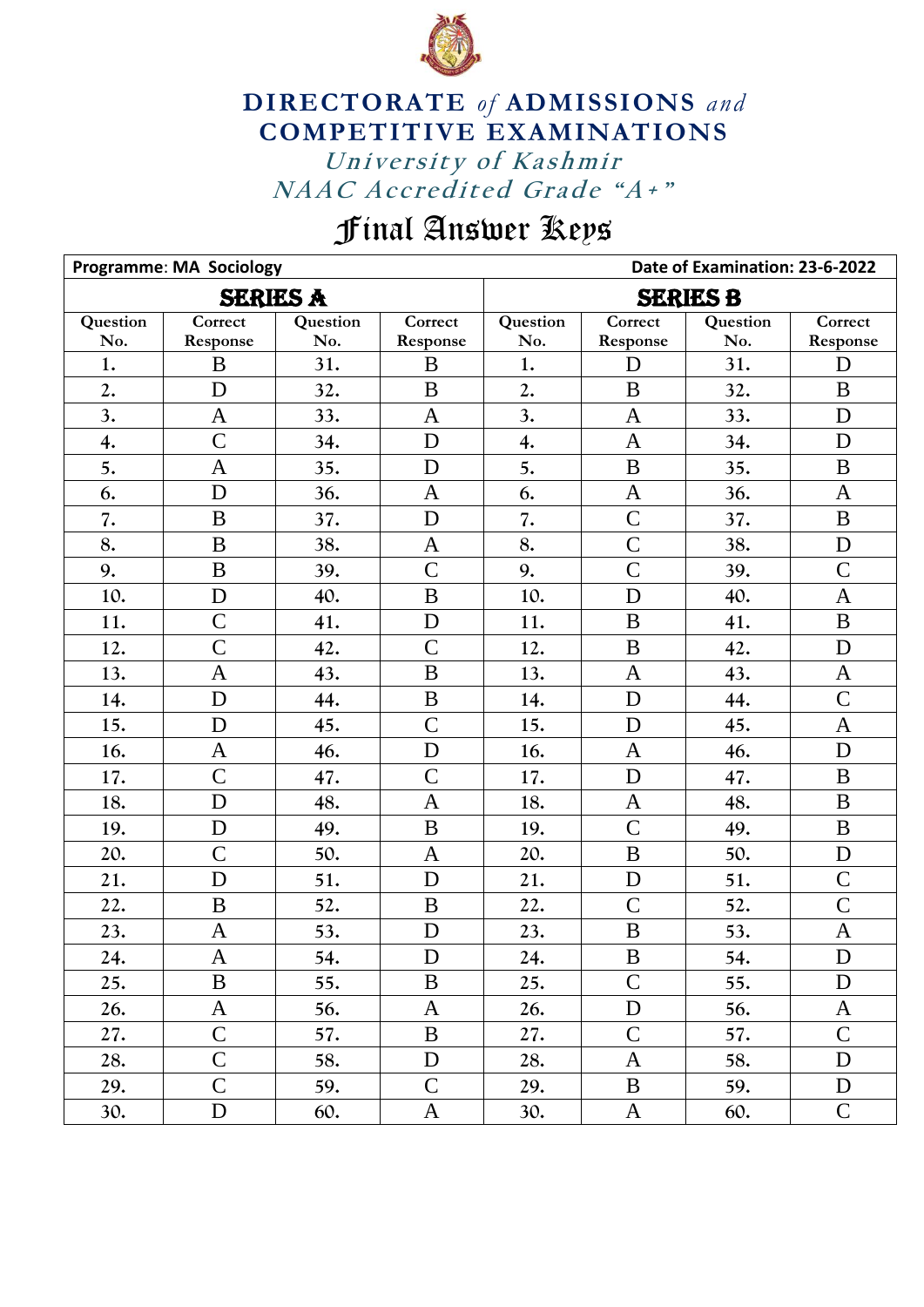# DIRECTORATE *of* ADMISSIONS *and* COMPETITIVE EXAMINATIONS

*University of Kashmir*

*NAAC Accredited Grade "A+"*

## Final Answer Keys

**Programme: MA Sociology** | **Date of Examination: 23-6-2022**

| SERIES A | | | | SERIES B | | | |
|---|---|---|---|---|---|---|---|
| Question No. | Correct Response | Question No. | Correct Response | Question No. | Correct Response | Question No. | Correct Response |
| 1. | B | 31. | B | 1. | D | 31. | D |
| 2. | D | 32. | B | 2. | B | 32. | B |
| 3. | A | 33. | A | 3. | A | 33. | D |
| 4. | C | 34. | D | 4. | A | 34. | D |
| 5. | A | 35. | D | 5. | B | 35. | B |
| 6. | D | 36. | A | 6. | A | 36. | A |
| 7. | B | 37. | D | 7. | C | 37. | B |
| 8. | B | 38. | A | 8. | C | 38. | D |
| 9. | B | 39. | C | 9. | C | 39. | C |
| 10. | D | 40. | B | 10. | D | 40. | A |
| 11. | C | 41. | D | 11. | B | 41. | B |
| 12. | C | 42. | C | 12. | B | 42. | D |
| 13. | A | 43. | B | 13. | A | 43. | A |
| 14. | D | 44. | B | 14. | D | 44. | C |
| 15. | D | 45. | C | 15. | D | 45. | A |
| 16. | A | 46. | D | 16. | A | 46. | D |
| 17. | C | 47. | C | 17. | D | 47. | B |
| 18. | D | 48. | A | 18. | A | 48. | B |
| 19. | D | 49. | B | 19. | C | 49. | B |
| 20. | C | 50. | A | 20. | B | 50. | D |
| 21. | D | 51. | D | 21. | D | 51. | C |
| 22. | B | 52. | B | 22. | C | 52. | C |
| 23. | A | 53. | D | 23. | B | 53. | A |
| 24. | A | 54. | D | 24. | B | 54. | D |
| 25. | B | 55. | B | 25. | C | 55. | D |
| 26. | A | 56. | A | 26. | D | 56. | A |
| 27. | C | 57. | B | 27. | C | 57. | C |
| 28. | C | 58. | D | 28. | A | 58. | D |
| 29. | C | 59. | C | 29. | B | 59. | D |
| 30. | D | 60. | A | 30. | A | 60. | C |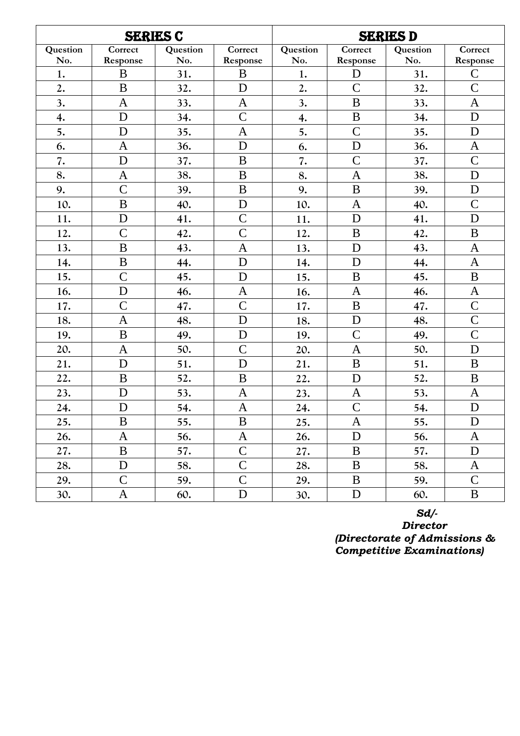| SERIES C | | | | SERIES D | | | |
|---|---|---|---|---|---|---|---|
| Question No. | Correct Response | Question No. | Correct Response | Question No. | Correct Response | Question No. | Correct Response |
| 1. | B | 31. | B | 1. | D | 31. | C |
| 2. | B | 32. | D | 2. | C | 32. | C |
| 3. | A | 33. | A | 3. | B | 33. | A |
| 4. | D | 34. | C | 4. | B | 34. | D |
| 5. | D | 35. | A | 5. | C | 35. | D |
| 6. | A | 36. | D | 6. | D | 36. | A |
| 7. | D | 37. | B | 7. | C | 37. | C |
| 8. | A | 38. | B | 8. | A | 38. | D |
| 9. | C | 39. | B | 9. | B | 39. | D |
| 10. | B | 40. | D | 10. | A | 40. | C |
| 11. | D | 41. | C | 11. | D | 41. | D |
| 12. | C | 42. | C | 12. | B | 42. | B |
| 13. | B | 43. | A | 13. | D | 43. | A |
| 14. | B | 44. | D | 14. | D | 44. | A |
| 15. | C | 45. | D | 15. | B | 45. | B |
| 16. | D | 46. | A | 16. | A | 46. | A |
| 17. | C | 47. | C | 17. | B | 47. | C |
| 18. | A | 48. | D | 18. | D | 48. | C |
| 19. | B | 49. | D | 19. | C | 49. | C |
| 20. | A | 50. | C | 20. | A | 50. | D |
| 21. | D | 51. | D | 21. | B | 51. | B |
| 22. | B | 52. | B | 22. | D | 52. | B |
| 23. | D | 53. | A | 23. | A | 53. | A |
| 24. | D | 54. | A | 24. | C | 54. | D |
| 25. | B | 55. | B | 25. | A | 55. | D |
| 26. | A | 56. | A | 26. | D | 56. | A |
| 27. | B | 57. | C | 27. | B | 57. | D |
| 28. | D | 58. | C | 28. | B | 58. | A |
| 29. | C | 59. | C | 29. | B | 59. | C |
| 30. | A | 60. | D | 30. | D | 60. | B |

***Sd/-***
***Director***
***(Directorate of Admissions & Competitive Examinations)***